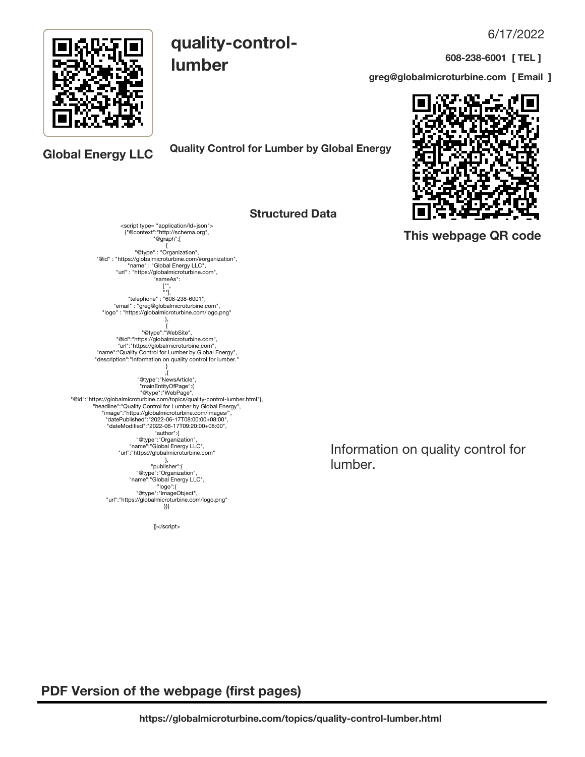6/17/2022

# quality-control-lumber

608-238-6001 [ TEL ]

greg@globalmicroturbine.com [ Email ]

**Global Energy LLC**

**Quality Control for Lumber by Global Energy**

**This webpage QR code**

## Structured Data

```
<script type= "application/ld+json">
{"@context":"http://schema.org",
"@graph":[
{
"@type" : "Organization",
"@id" : "https://globalmicroturbine.com/#organization",
"name" : "Global Energy LLC",
"url" : "https://globalmicroturbine.com",
"sameAs":
["",
""],
"telephone" : "608-238-6001",
"email" : "greg@globalmicroturbine.com",
"logo" : "https://globalmicroturbine.com/logo.png"
},
{
"@type":"WebSite",
"@id":"https://globalmicroturbine.com",
"url":"https://globalmicroturbine.com",
"name":"Quality Control for Lumber by Global Energy",
"description":"Information on quality control for lumber."
}
,{
"@type":"NewsArticle",
"mainEntityOfPage":{
"@type":"WebPage",
"@id":"https://globalmicroturbine.com/topics/quality-control-lumber.html"},
"headline":"Quality Control for Lumber by Global Energy",
"image":"https://globalmicroturbine.com/images/",
"datePublished":"2022-06-17T08:00:00+08:00",
"dateModified":"2022-06-17T09:20:00+08:00",
"author":{
"@type":"Organization",
"name":"Global Energy LLC",
"url":"https://globalmicroturbine.com"
},
"publisher":{
"@type":"Organization",
"name":"Global Energy LLC",
"logo":{
"@type":"ImageObject",
"url":"https://globalmicroturbine.com/logo.png"
}}}

]}</script>
```

Information on quality control for lumber.

## PDF Version of the webpage (first pages)

https://globalmicroturbine.com/topics/quality-control-lumber.html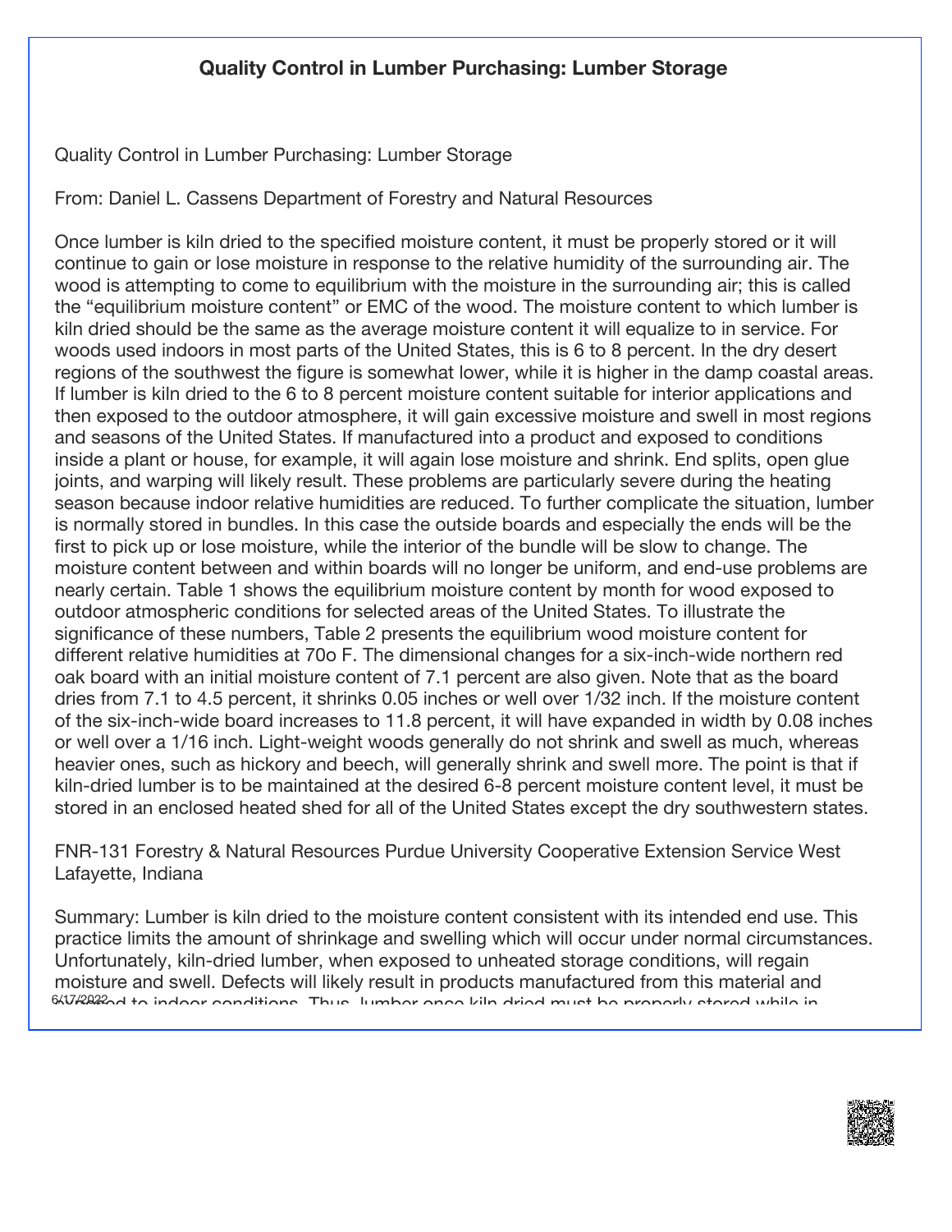## Quality Control in Lumber Purchasing: Lumber Storage

Quality Control in Lumber Purchasing: Lumber Storage

From: Daniel L. Cassens Department of Forestry and Natural Resources

Once lumber is kiln dried to the specified moisture content, it must be properly stored or it will continue to gain or lose moisture in response to the relative humidity of the surrounding air. The wood is attempting to come to equilibrium with the moisture in the surrounding air; this is called the "equilibrium moisture content" or EMC of the wood. The moisture content to which lumber is kiln dried should be the same as the average moisture content it will equalize to in service. For woods used indoors in most parts of the United States, this is 6 to 8 percent. In the dry desert regions of the southwest the figure is somewhat lower, while it is higher in the damp coastal areas. If lumber is kiln dried to the 6 to 8 percent moisture content suitable for interior applications and then exposed to the outdoor atmosphere, it will gain excessive moisture and swell in most regions and seasons of the United States. If manufactured into a product and exposed to conditions inside a plant or house, for example, it will again lose moisture and shrink. End splits, open glue joints, and warping will likely result. These problems are particularly severe during the heating season because indoor relative humidities are reduced. To further complicate the situation, lumber is normally stored in bundles. In this case the outside boards and especially the ends will be the first to pick up or lose moisture, while the interior of the bundle will be slow to change. The moisture content between and within boards will no longer be uniform, and end-use problems are nearly certain. Table 1 shows the equilibrium moisture content by month for wood exposed to outdoor atmospheric conditions for selected areas of the United States. To illustrate the significance of these numbers, Table 2 presents the equilibrium wood moisture content for different relative humidities at 70o F. The dimensional changes for a six-inch-wide northern red oak board with an initial moisture content of 7.1 percent are also given. Note that as the board dries from 7.1 to 4.5 percent, it shrinks 0.05 inches or well over 1/32 inch. If the moisture content of the six-inch-wide board increases to 11.8 percent, it will have expanded in width by 0.08 inches or well over a 1/16 inch. Light-weight woods generally do not shrink and swell as much, whereas heavier ones, such as hickory and beech, will generally shrink and swell more. The point is that if kiln-dried lumber is to be maintained at the desired 6-8 percent moisture content level, it must be stored in an enclosed heated shed for all of the United States except the dry southwestern states.

FNR-131 Forestry & Natural Resources Purdue University Cooperative Extension Service West Lafayette, Indiana

Summary: Lumber is kiln dried to the moisture content consistent with its intended end use. This practice limits the amount of shrinkage and swelling which will occur under normal circumstances. Unfortunately, kiln-dried lumber, when exposed to unheated storage conditions, will regain moisture and swell. Defects will likely result in products manufactured from this material and exposed to indoor conditions. Thus, lumber once kiln dried must be properly stored while in